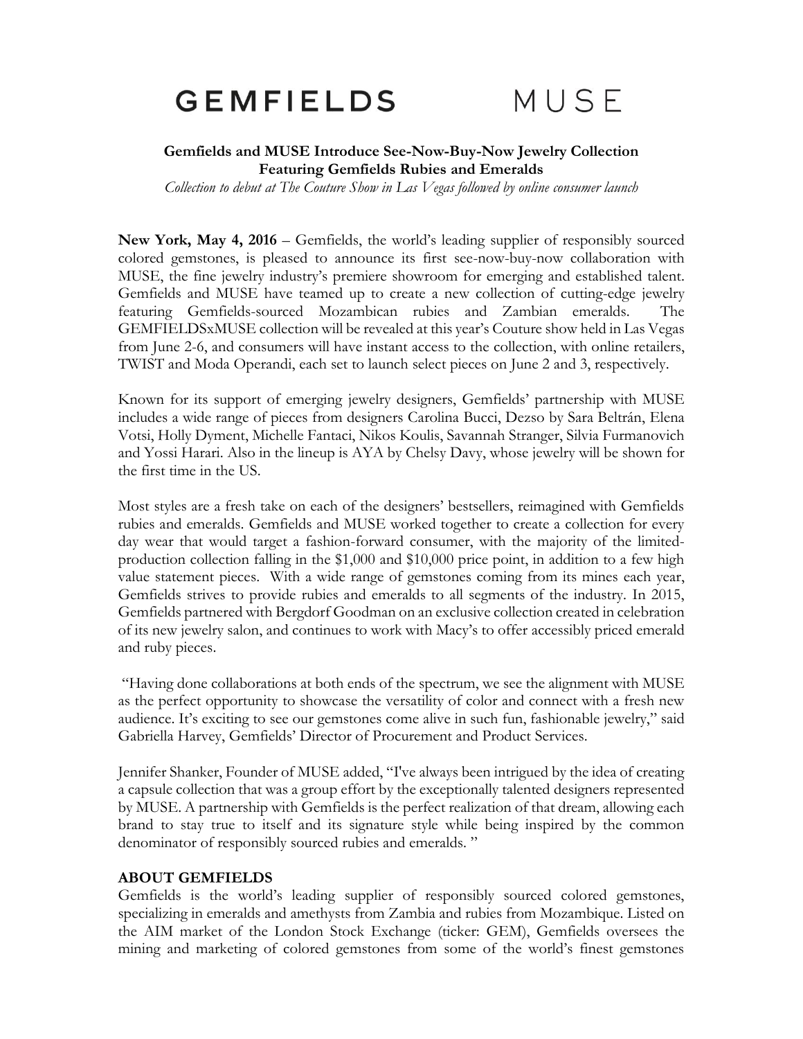GEMFIELDS MUSE

**Gemfields and MUSE Introduce See-Now-Buy-Now Jewelry Collection Featuring Gemfields Rubies and Emeralds**

*Collection to debut at The Couture Show in Las Vegas followed by online consumer launch*

**New York, May 4, 2016** – Gemfields, the world's leading supplier of responsibly sourced colored gemstones, is pleased to announce its first see-now-buy-now collaboration with MUSE, the fine jewelry industry's premiere showroom for emerging and established talent. Gemfields and MUSE have teamed up to create a new collection of cutting-edge jewelry featuring Gemfields-sourced Mozambican rubies and Zambian emeralds. The GEMFIELDSxMUSE collection will be revealed at this year's Couture show held in Las Vegas from June 2-6, and consumers will have instant access to the collection, with online retailers, TWIST and Moda Operandi, each set to launch select pieces on June 2 and 3, respectively.

Known for its support of emerging jewelry designers, Gemfields' partnership with MUSE includes a wide range of pieces from designers Carolina Bucci, Dezso by Sara Beltrán, Elena Votsi, Holly Dyment, Michelle Fantaci, Nikos Koulis, Savannah Stranger, Silvia Furmanovich and Yossi Harari. Also in the lineup is AYA by Chelsy Davy, whose jewelry will be shown for the first time in the US.

Most styles are a fresh take on each of the designers' bestsellers, reimagined with Gemfields rubies and emeralds. Gemfields and MUSE worked together to create a collection for every day wear that would target a fashion-forward consumer, with the majority of the limited-production collection falling in the $1,000 and $10,000 price point, in addition to a few high value statement pieces. With a wide range of gemstones coming from its mines each year, Gemfields strives to provide rubies and emeralds to all segments of the industry. In 2015, Gemfields partnered with Bergdorf Goodman on an exclusive collection created in celebration of its new jewelry salon, and continues to work with Macy's to offer accessibly priced emerald and ruby pieces.

"Having done collaborations at both ends of the spectrum, we see the alignment with MUSE as the perfect opportunity to showcase the versatility of color and connect with a fresh new audience. It's exciting to see our gemstones come alive in such fun, fashionable jewelry," said Gabriella Harvey, Gemfields' Director of Procurement and Product Services.

Jennifer Shanker, Founder of MUSE added, "I've always been intrigued by the idea of creating a capsule collection that was a group effort by the exceptionally talented designers represented by MUSE. A partnership with Gemfields is the perfect realization of that dream, allowing each brand to stay true to itself and its signature style while being inspired by the common denominator of responsibly sourced rubies and emeralds."

## ABOUT GEMFIELDS

Gemfields is the world's leading supplier of responsibly sourced colored gemstones, specializing in emeralds and amethysts from Zambia and rubies from Mozambique. Listed on the AIM market of the London Stock Exchange (ticker: GEM), Gemfields oversees the mining and marketing of colored gemstones from some of the world's finest gemstones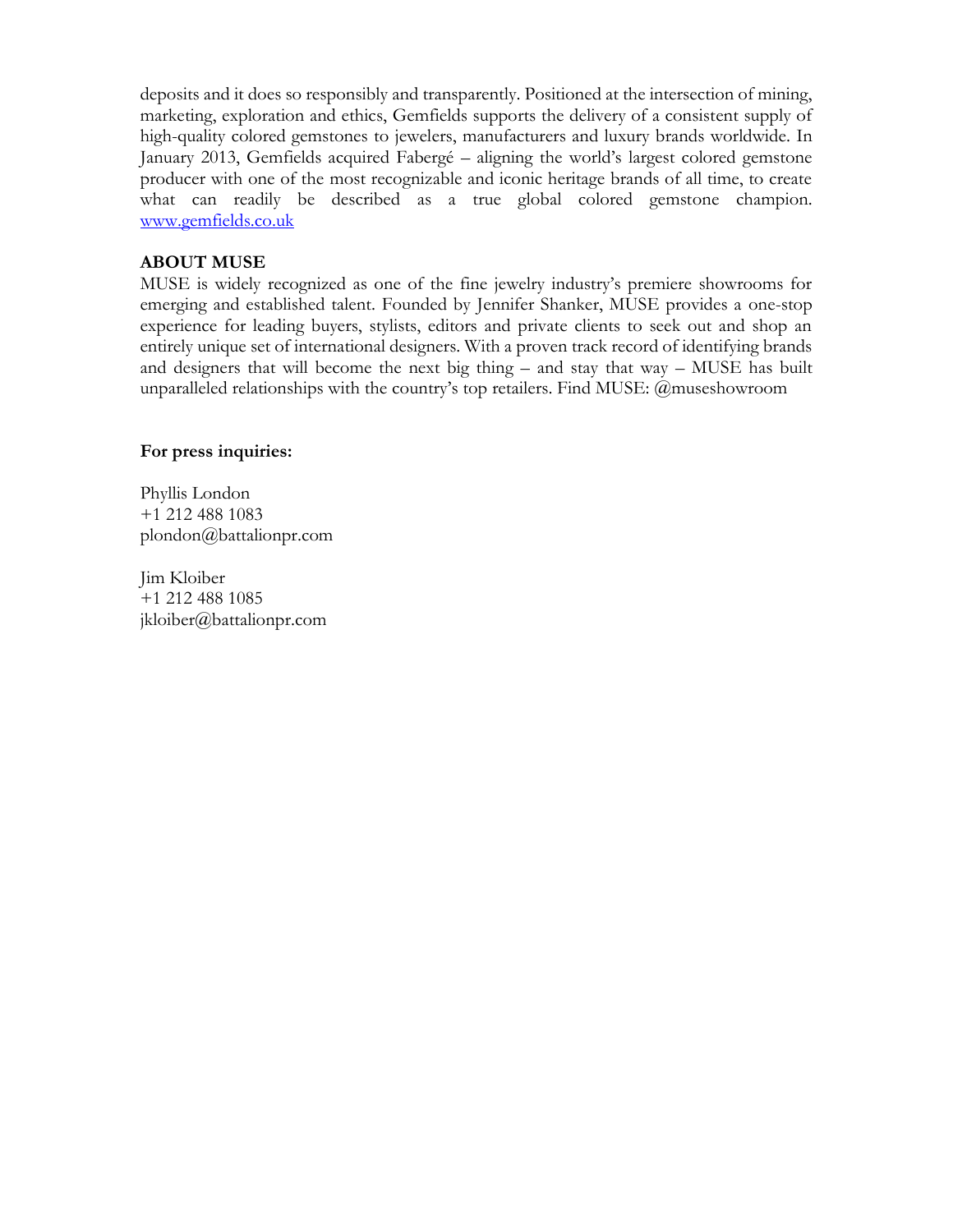deposits and it does so responsibly and transparently. Positioned at the intersection of mining, marketing, exploration and ethics, Gemfields supports the delivery of a consistent supply of high-quality colored gemstones to jewelers, manufacturers and luxury brands worldwide. In January 2013, Gemfields acquired Fabergé – aligning the world's largest colored gemstone producer with one of the most recognizable and iconic heritage brands of all time, to create what can readily be described as a true global colored gemstone champion. [www.gemfields.co.uk](http://www.gemfields.co.uk)

**ABOUT MUSE**

MUSE is widely recognized as one of the fine jewelry industry's premiere showrooms for emerging and established talent. Founded by Jennifer Shanker, MUSE provides a one-stop experience for leading buyers, stylists, editors and private clients to seek out and shop an entirely unique set of international designers. With a proven track record of identifying brands and designers that will become the next big thing – and stay that way – MUSE has built unparalleled relationships with the country's top retailers. Find MUSE: @museshowroom

**For press inquiries:**

Phyllis London
+1 212 488 1083
plondon@battalionpr.com

Jim Kloiber
+1 212 488 1085
jkloiber@battalionpr.com